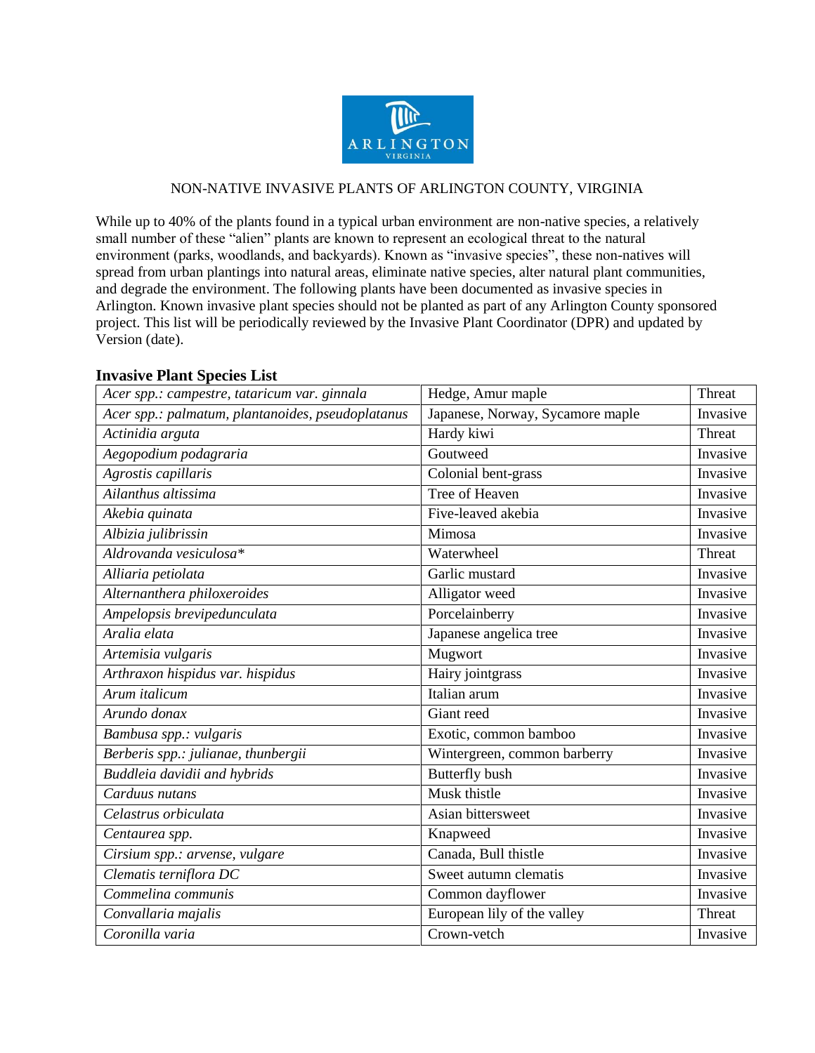ARLINGTON VIRGINIA

NON-NATIVE INVASIVE PLANTS OF ARLINGTON COUNTY, VIRGINIA

While up to 40% of the plants found in a typical urban environment are non-native species, a relatively small number of these "alien" plants are known to represent an ecological threat to the natural environment (parks, woodlands, and backyards). Known as "invasive species", these non-natives will spread from urban plantings into natural areas, eliminate native species, alter natural plant communities, and degrade the environment. The following plants have been documented as invasive species in Arlington. Known invasive plant species should not be planted as part of any Arlington County sponsored project. This list will be periodically reviewed by the Invasive Plant Coordinator (DPR) and updated by Version (date).

## Invasive Plant Species List

| | | |
|---|---|---|
| *Acer spp.: campestre, tataricum var. ginnala* | Hedge, Amur maple | Threat |
| *Acer spp.: palmatum, plantanoides, pseudoplatanus* | Japanese, Norway, Sycamore maple | Invasive |
| *Actinidia arguta* | Hardy kiwi | Threat |
| *Aegopodium podagraria* | Goutweed | Invasive |
| *Agrostis capillaris* | Colonial bent-grass | Invasive |
| *Ailanthus altissima* | Tree of Heaven | Invasive |
| *Akebia quinata* | Five-leaved akebia | Invasive |
| *Albizia julibrissin* | Mimosa | Invasive |
| *Aldrovanda vesiculosa** | Waterwheel | Threat |
| *Alliaria petiolata* | Garlic mustard | Invasive |
| *Alternanthera philoxeroides* | Alligator weed | Invasive |
| *Ampelopsis brevipedunculata* | Porcelainberry | Invasive |
| *Aralia elata* | Japanese angelica tree | Invasive |
| *Artemisia vulgaris* | Mugwort | Invasive |
| *Arthraxon hispidus var. hispidus* | Hairy jointgrass | Invasive |
| *Arum italicum* | Italian arum | Invasive |
| *Arundo donax* | Giant reed | Invasive |
| *Bambusa spp.: vulgaris* | Exotic, common bamboo | Invasive |
| *Berberis spp.: julianae, thunbergii* | Wintergreen, common barberry | Invasive |
| *Buddleia davidii and hybrids* | Butterfly bush | Invasive |
| *Carduus nutans* | Musk thistle | Invasive |
| *Celastrus orbiculata* | Asian bittersweet | Invasive |
| *Centaurea spp.* | Knapweed | Invasive |
| *Cirsium spp.: arvense, vulgare* | Canada, Bull thistle | Invasive |
| *Clematis terniflora DC* | Sweet autumn clematis | Invasive |
| *Commelina communis* | Common dayflower | Invasive |
| *Convallaria majalis* | European lily of the valley | Threat |
| *Coronilla varia* | Crown-vetch | Invasive |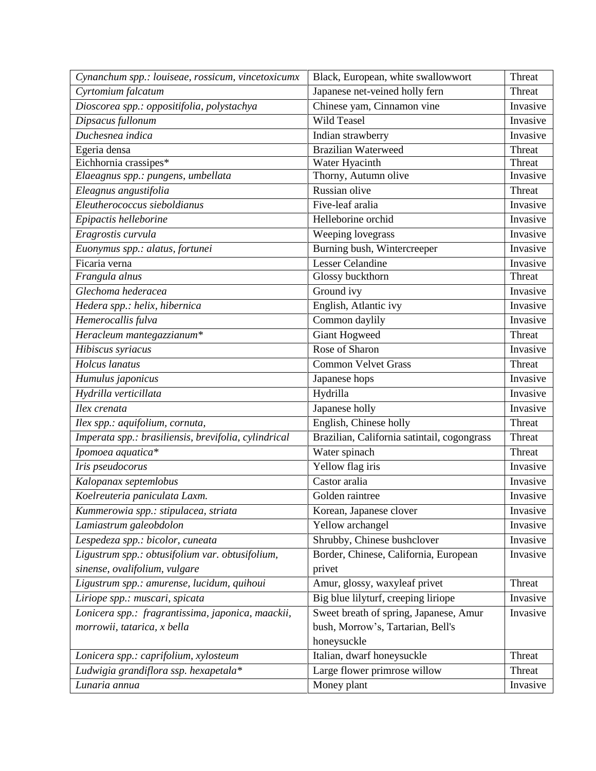| | | |
|---|---|---|
| *Cynanchum spp.: louiseae, rossicum, vincetoxicumx* | Black, European, white swallowwort | Threat |
| *Cyrtomium falcatum* | Japanese net-veined holly fern | Threat |
| *Dioscorea spp.: oppositifolia, polystachya* | Chinese yam, Cinnamon vine | Invasive |
| *Dipsacus fullonum* | Wild Teasel | Invasive |
| *Duchesnea indica* | Indian strawberry | Invasive |
| Egeria densa | Brazilian Waterweed | Threat |
| Eichhornia crassipes* | Water Hyacinth | Threat |
| *Elaeagnus spp.: pungens, umbellata* | Thorny, Autumn olive | Invasive |
| *Eleagnus angustifolia* | Russian olive | Threat |
| *Eleutherococcus sieboldianus* | Five-leaf aralia | Invasive |
| *Epipactis helleborine* | Helleborine orchid | Invasive |
| *Eragrostis curvula* | Weeping lovegrass | Invasive |
| *Euonymus spp.: alatus, fortunei* | Burning bush, Wintercreeper | Invasive |
| Ficaria verna | Lesser Celandine | Invasive |
| *Frangula alnus* | Glossy buckthorn | Threat |
| *Glechoma hederacea* | Ground ivy | Invasive |
| *Hedera spp.: helix, hibernica* | English, Atlantic ivy | Invasive |
| *Hemerocallis fulva* | Common daylily | Invasive |
| *Heracleum mantegazzianum** | Giant Hogweed | Threat |
| *Hibiscus syriacus* | Rose of Sharon | Invasive |
| *Holcus lanatus* | Common Velvet Grass | Threat |
| *Humulus japonicus* | Japanese hops | Invasive |
| *Hydrilla verticillata* | Hydrilla | Invasive |
| *Ilex crenata* | Japanese holly | Invasive |
| *Ilex spp.: aquifolium, cornuta,* | English, Chinese holly | Threat |
| *Imperata spp.: brasiliensis, brevifolia, cylindrical* | Brazilian, California satintail, cogongrass | Threat |
| *Ipomoea aquatica** | Water spinach | Threat |
| *Iris pseudocorus* | Yellow flag iris | Invasive |
| *Kalopanax septemlobus* | Castor aralia | Invasive |
| *Koelreuteria paniculata Laxm.* | Golden raintree | Invasive |
| *Kummerowia spp.: stipulacea, striata* | Korean, Japanese clover | Invasive |
| *Lamiastrum galeobdolon* | Yellow archangel | Invasive |
| *Lespedeza spp.: bicolor, cuneata* | Shrubby, Chinese bushclover | Invasive |
| *Ligustrum spp.: obtusifolium var. obtusifolium, sinense, ovalifolium, vulgare* | Border, Chinese, California, European privet | Invasive |
| *Ligustrum spp.: amurense, lucidum, quihoui* | Amur, glossy, waxyleaf privet | Threat |
| *Liriope spp.: muscari, spicata* | Big blue lilyturf, creeping liriope | Invasive |
| *Lonicera spp.: fragrantissima, japonica, maackii, morrowii, tatarica, x bella* | Sweet breath of spring, Japanese, Amur bush, Morrow's, Tartarian, Bell's honeysuckle | Invasive |
| *Lonicera spp.: caprifolium, xylosteum* | Italian, dwarf honeysuckle | Threat |
| *Ludwigia grandiflora ssp. hexapetala** | Large flower primrose willow | Threat |
| *Lunaria annua* | Money plant | Invasive |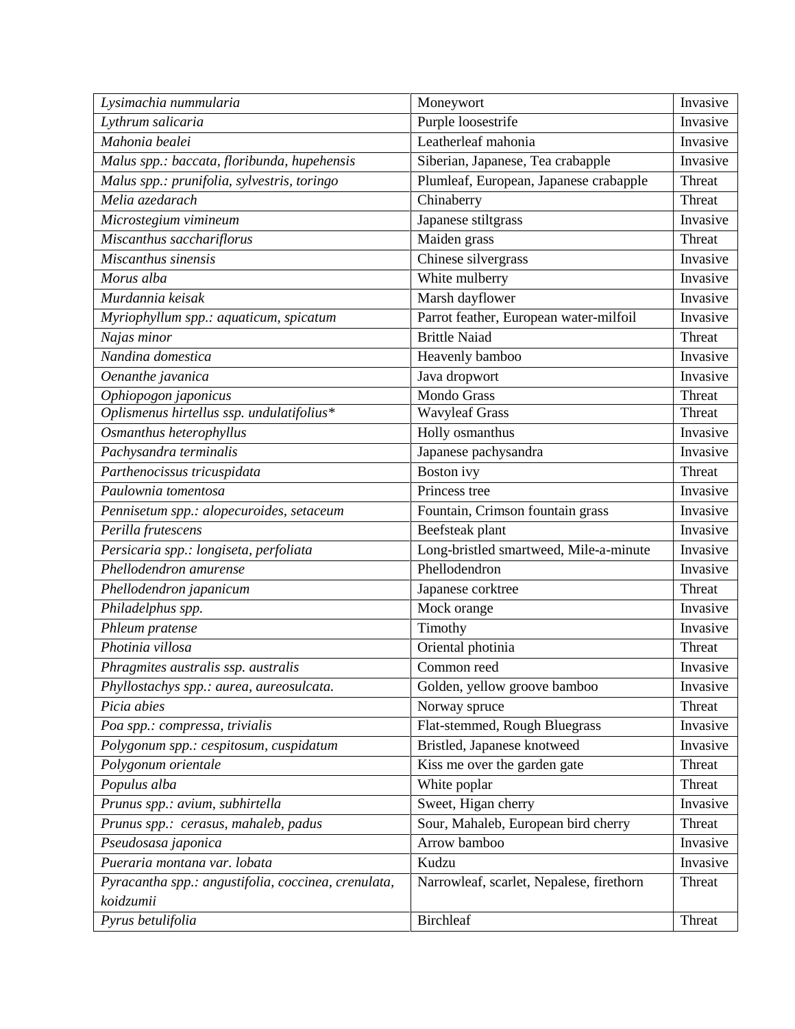| *Lysimachia nummularia* | Moneywort | Invasive |
|---|---|---|
| *Lythrum salicaria* | Purple loosestrife | Invasive |
| *Mahonia bealei* | Leatherleaf mahonia | Invasive |
| *Malus spp.: baccata, floribunda, hupehensis* | Siberian, Japanese, Tea crabapple | Invasive |
| *Malus spp.: prunifolia, sylvestris, toringo* | Plumleaf, European, Japanese crabapple | Threat |
| *Melia azedarach* | Chinaberry | Threat |
| *Microstegium vimineum* | Japanese stiltgrass | Invasive |
| *Miscanthus sacchariflorus* | Maiden grass | Threat |
| *Miscanthus sinensis* | Chinese silvergrass | Invasive |
| *Morus alba* | White mulberry | Invasive |
| *Murdannia keisak* | Marsh dayflower | Invasive |
| *Myriophyllum spp.: aquaticum, spicatum* | Parrot feather, European water-milfoil | Invasive |
| *Najas minor* | Brittle Naiad | Threat |
| *Nandina domestica* | Heavenly bamboo | Invasive |
| *Oenanthe javanica* | Java dropwort | Invasive |
| *Ophiopogon japonicus* | Mondo Grass | Threat |
| *Oplismenus hirtellus ssp. undulatifolius** | Wavyleaf Grass | Threat |
| *Osmanthus heterophyllus* | Holly osmanthus | Invasive |
| *Pachysandra terminalis* | Japanese pachysandra | Invasive |
| *Parthenocissus tricuspidata* | Boston ivy | Threat |
| *Paulownia tomentosa* | Princess tree | Invasive |
| *Pennisetum spp.: alopecuroides, setaceum* | Fountain, Crimson fountain grass | Invasive |
| *Perilla frutescens* | Beefsteak plant | Invasive |
| *Persicaria spp.: longiseta, perfoliata* | Long-bristled smartweed, Mile-a-minute | Invasive |
| *Phellodendron amurense* | Phellodendron | Invasive |
| *Phellodendron japanicum* | Japanese corktree | Threat |
| *Philadelphus spp.* | Mock orange | Invasive |
| *Phleum pratense* | Timothy | Invasive |
| *Photinia villosa* | Oriental photinia | Threat |
| *Phragmites australis ssp. australis* | Common reed | Invasive |
| *Phyllostachys spp.: aurea, aureosulcata.* | Golden, yellow groove bamboo | Invasive |
| *Picia abies* | Norway spruce | Threat |
| *Poa spp.: compressa, trivialis* | Flat-stemmed, Rough Bluegrass | Invasive |
| *Polygonum spp.: cespitosum, cuspidatum* | Bristled, Japanese knotweed | Invasive |
| *Polygonum orientale* | Kiss me over the garden gate | Threat |
| *Populus alba* | White poplar | Threat |
| *Prunus spp.: avium, subhirtella* | Sweet, Higan cherry | Invasive |
| *Prunus spp.: cerasus, mahaleb, padus* | Sour, Mahaleb, European bird cherry | Threat |
| *Pseudosasa japonica* | Arrow bamboo | Invasive |
| *Pueraria montana var. lobata* | Kudzu | Invasive |
| *Pyracantha spp.: angustifolia, coccinea, crenulata, koidzumii* | Narrowleaf, scarlet, Nepalese, firethorn | Threat |
| *Pyrus betulifolia* | Birchleaf | Threat |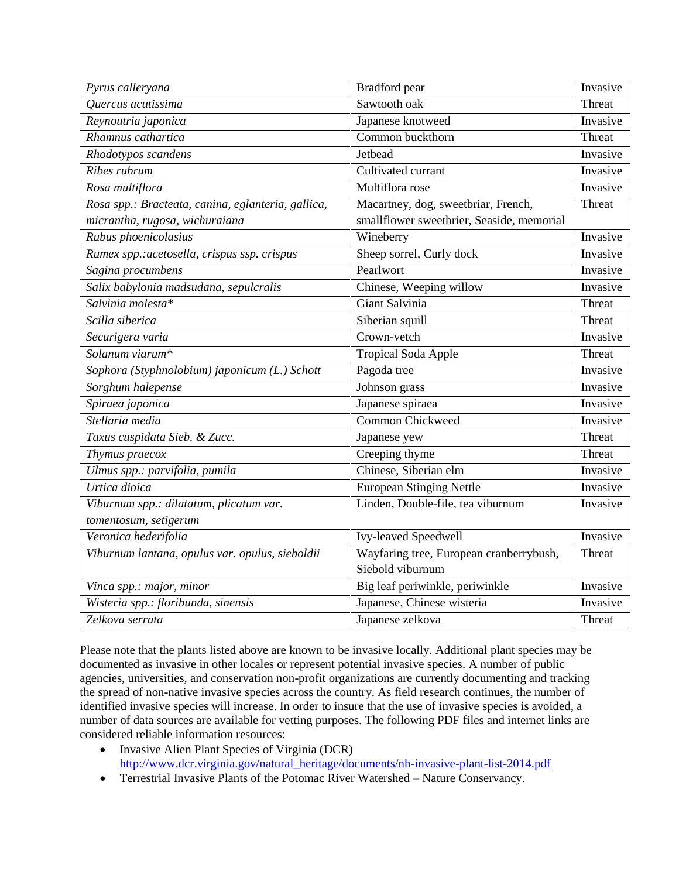| | | |
|---|---|---|
| *Pyrus calleryana* | Bradford pear | Invasive |
| *Quercus acutissima* | Sawtooth oak | Threat |
| *Reynoutria japonica* | Japanese knotweed | Invasive |
| *Rhamnus cathartica* | Common buckthorn | Threat |
| *Rhodotypos scandens* | Jetbead | Invasive |
| *Ribes rubrum* | Cultivated currant | Invasive |
| *Rosa multiflora* | Multiflora rose | Invasive |
| *Rosa spp.: Bracteata, canina, eglanteria, gallica, micrantha, rugosa, wichuraiana* | Macartney, dog, sweetbriar, French, smallflower sweetbrier, Seaside, memorial | Threat |
| *Rubus phoenicolasius* | Wineberry | Invasive |
| *Rumex spp.:acetosella, crispus ssp. crispus* | Sheep sorrel, Curly dock | Invasive |
| *Sagina procumbens* | Pearlwort | Invasive |
| *Salix babylonia madsudana, sepulcralis* | Chinese, Weeping willow | Invasive |
| *Salvinia molesta** | Giant Salvinia | Threat |
| *Scilla siberica* | Siberian squill | Threat |
| *Securigera varia* | Crown-vetch | Invasive |
| *Solanum viarum** | Tropical Soda Apple | Threat |
| *Sophora (Styphnolobium) japonicum (L.) Schott* | Pagoda tree | Invasive |
| *Sorghum halepense* | Johnson grass | Invasive |
| *Spiraea japonica* | Japanese spiraea | Invasive |
| *Stellaria media* | Common Chickweed | Invasive |
| *Taxus cuspidata Sieb. & Zucc.* | Japanese yew | Threat |
| *Thymus praecox* | Creeping thyme | Threat |
| *Ulmus spp.: parvifolia, pumila* | Chinese, Siberian elm | Invasive |
| *Urtica dioica* | European Stinging Nettle | Invasive |
| *Viburnum spp.: dilatatum, plicatum var. tomentosum, setigerum* | Linden, Double-file, tea viburnum | Invasive |
| *Veronica hederifolia* | Ivy-leaved Speedwell | Invasive |
| *Viburnum lantana, opulus var. opulus, sieboldii* | Wayfaring tree, European cranberrybush, Siebold viburnum | Threat |
| *Vinca spp.: major, minor* | Big leaf periwinkle, periwinkle | Invasive |
| *Wisteria spp.: floribunda, sinensis* | Japanese, Chinese wisteria | Invasive |
| *Zelkova serrata* | Japanese zelkova | Threat |

Please note that the plants listed above are known to be invasive locally. Additional plant species may be documented as invasive in other locales or represent potential invasive species. A number of public agencies, universities, and conservation non-profit organizations are currently documenting and tracking the spread of non-native invasive species across the country. As field research continues, the number of identified invasive species will increase. In order to insure that the use of invasive species is avoided, a number of data sources are available for vetting purposes. The following PDF files and internet links are considered reliable information resources:

- Invasive Alien Plant Species of Virginia (DCR) http://www.dcr.virginia.gov/natural_heritage/documents/nh-invasive-plant-list-2014.pdf
- Terrestrial Invasive Plants of the Potomac River Watershed – Nature Conservancy.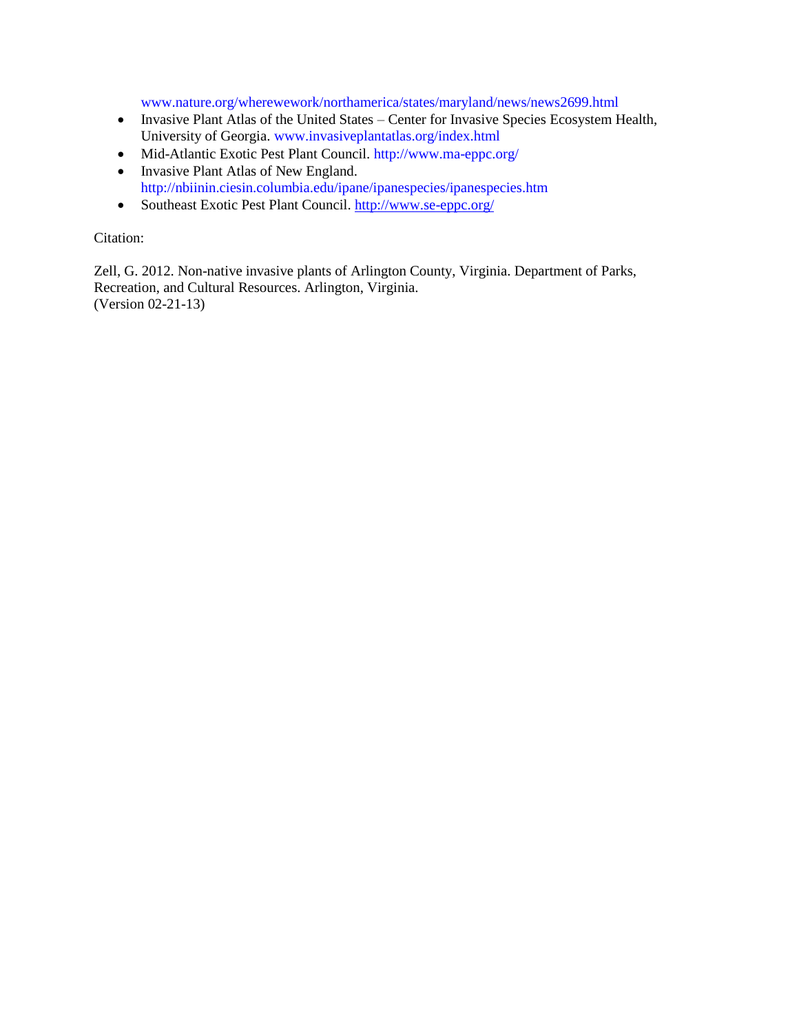www.nature.org/wherewework/northamerica/states/maryland/news/news2699.html

- Invasive Plant Atlas of the United States – Center for Invasive Species Ecosystem Health, University of Georgia. www.invasiveplantatlas.org/index.html
- Mid-Atlantic Exotic Pest Plant Council. http://www.ma-eppc.org/
- Invasive Plant Atlas of New England. http://nbiinin.ciesin.columbia.edu/ipane/ipanespecies/ipanespecies.htm
- Southeast Exotic Pest Plant Council. http://www.se-eppc.org/

Citation:

Zell, G. 2012. Non-native invasive plants of Arlington County, Virginia. Department of Parks, Recreation, and Cultural Resources. Arlington, Virginia.
(Version 02-21-13)